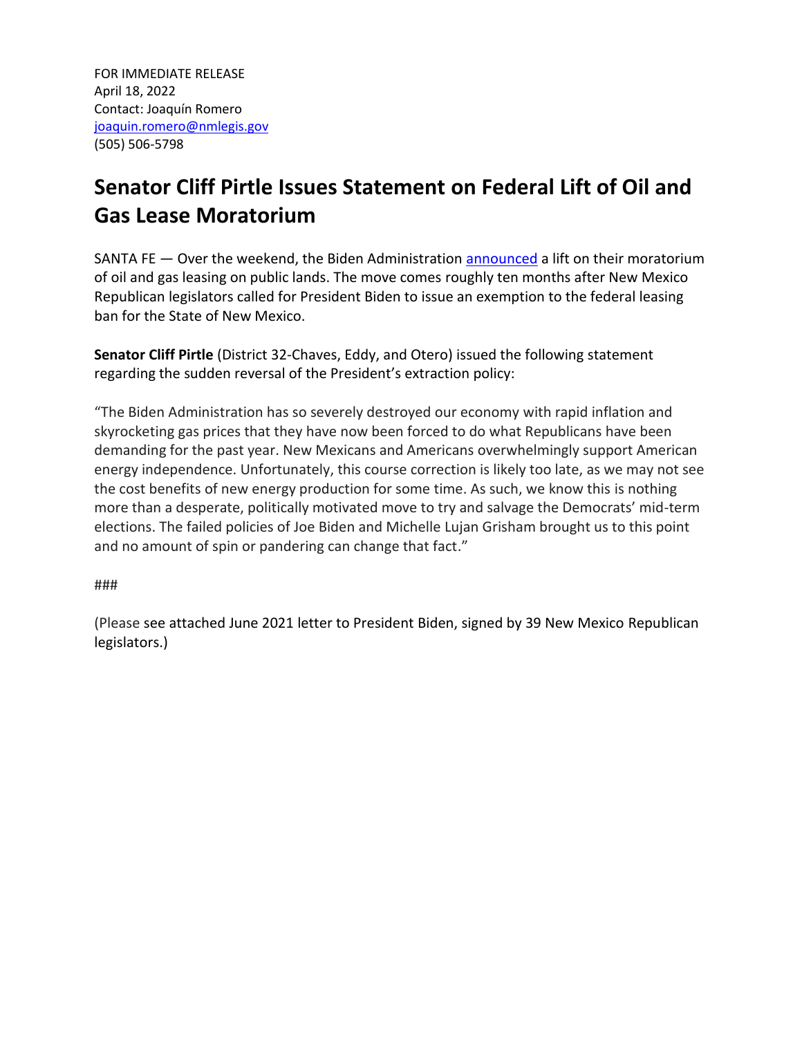FOR IMMEDIATE RELEASE
April 18, 2022
Contact: Joaquín Romero
joaquin.romero@nmlegis.gov
(505) 506-5798

# Senator Cliff Pirtle Issues Statement on Federal Lift of Oil and Gas Lease Moratorium

SANTA FE — Over the weekend, the Biden Administration announced a lift on their moratorium of oil and gas leasing on public lands. The move comes roughly ten months after New Mexico Republican legislators called for President Biden to issue an exemption to the federal leasing ban for the State of New Mexico.

**Senator Cliff Pirtle** (District 32-Chaves, Eddy, and Otero) issued the following statement regarding the sudden reversal of the President's extraction policy:

"The Biden Administration has so severely destroyed our economy with rapid inflation and skyrocketing gas prices that they have now been forced to do what Republicans have been demanding for the past year. New Mexicans and Americans overwhelmingly support American energy independence. Unfortunately, this course correction is likely too late, as we may not see the cost benefits of new energy production for some time. As such, we know this is nothing more than a desperate, politically motivated move to try and salvage the Democrats' mid-term elections. The failed policies of Joe Biden and Michelle Lujan Grisham brought us to this point and no amount of spin or pandering can change that fact."

###

(Please see attached June 2021 letter to President Biden, signed by 39 New Mexico Republican legislators.)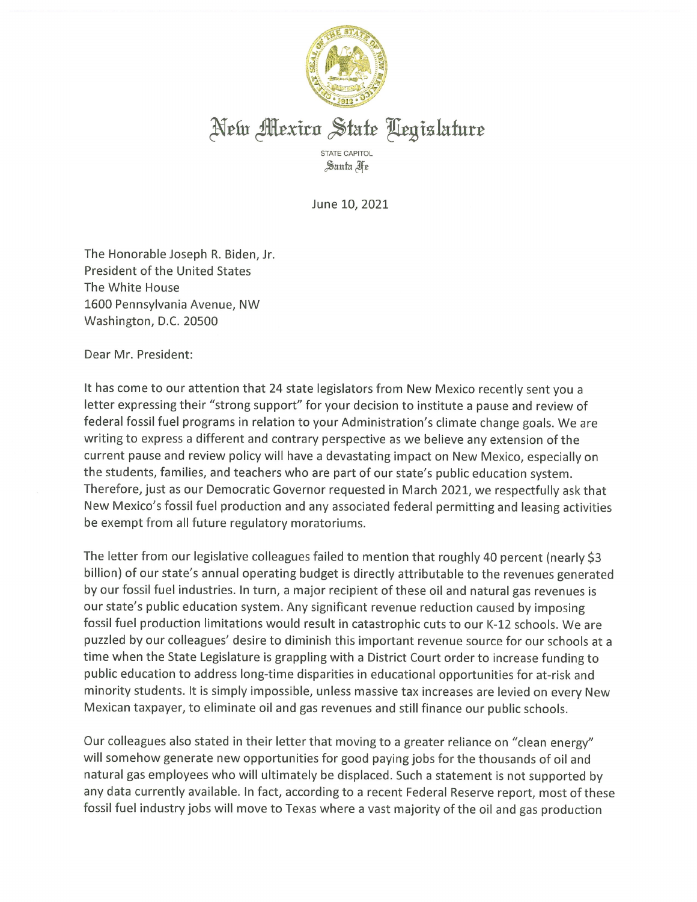# New Mexico State Legislature

STATE CAPITOL
Santa Fe

June 10, 2021

The Honorable Joseph R. Biden, Jr.
President of the United States
The White House
1600 Pennsylvania Avenue, NW
Washington, D.C. 20500

Dear Mr. President:

It has come to our attention that 24 state legislators from New Mexico recently sent you a letter expressing their "strong support" for your decision to institute a pause and review of federal fossil fuel programs in relation to your Administration's climate change goals. We are writing to express a different and contrary perspective as we believe any extension of the current pause and review policy will have a devastating impact on New Mexico, especially on the students, families, and teachers who are part of our state's public education system. Therefore, just as our Democratic Governor requested in March 2021, we respectfully ask that New Mexico's fossil fuel production and any associated federal permitting and leasing activities be exempt from all future regulatory moratoriums.

The letter from our legislative colleagues failed to mention that roughly 40 percent (nearly $3 billion) of our state's annual operating budget is directly attributable to the revenues generated by our fossil fuel industries. In turn, a major recipient of these oil and natural gas revenues is our state's public education system. Any significant revenue reduction caused by imposing fossil fuel production limitations would result in catastrophic cuts to our K-12 schools. We are puzzled by our colleagues' desire to diminish this important revenue source for our schools at a time when the State Legislature is grappling with a District Court order to increase funding to public education to address long-time disparities in educational opportunities for at-risk and minority students. It is simply impossible, unless massive tax increases are levied on every New Mexican taxpayer, to eliminate oil and gas revenues and still finance our public schools.

Our colleagues also stated in their letter that moving to a greater reliance on "clean energy" will somehow generate new opportunities for good paying jobs for the thousands of oil and natural gas employees who will ultimately be displaced. Such a statement is not supported by any data currently available. In fact, according to a recent Federal Reserve report, most of these fossil fuel industry jobs will move to Texas where a vast majority of the oil and gas production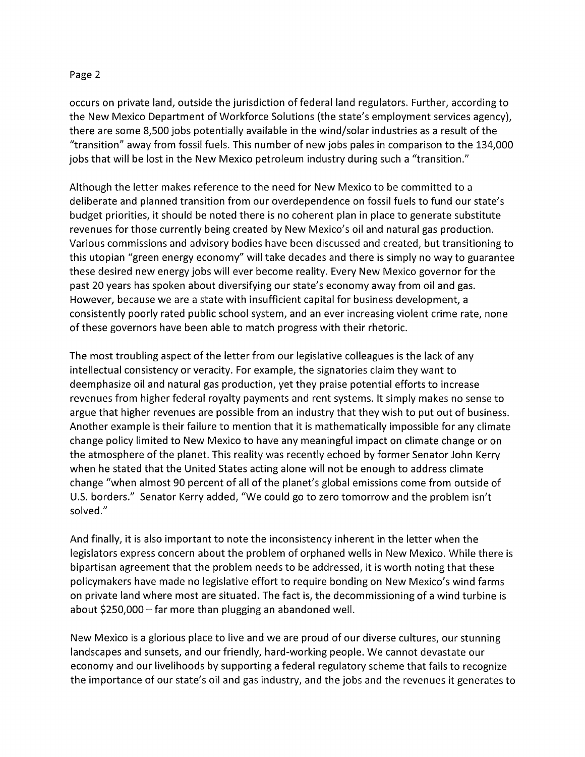occurs on private land, outside the jurisdiction of federal land regulators. Further, according to the New Mexico Department of Workforce Solutions (the state's employment services agency), there are some 8,500 jobs potentially available in the wind/solar industries as a result of the "transition" away from fossil fuels. This number of new jobs pales in comparison to the 134,000 jobs that will be lost in the New Mexico petroleum industry during such a "transition."

Although the letter makes reference to the need for New Mexico to be committed to a deliberate and planned transition from our overdependence on fossil fuels to fund our state's budget priorities, it should be noted there is no coherent plan in place to generate substitute revenues for those currently being created by New Mexico's oil and natural gas production. Various commissions and advisory bodies have been discussed and created, but transitioning to this utopian "green energy economy" will take decades and there is simply no way to guarantee these desired new energy jobs will ever become reality. Every New Mexico governor for the past 20 years has spoken about diversifying our state's economy away from oil and gas. However, because we are a state with insufficient capital for business development, a consistently poorly rated public school system, and an ever increasing violent crime rate, none of these governors have been able to match progress with their rhetoric.

The most troubling aspect of the letter from our legislative colleagues is the lack of any intellectual consistency or veracity. For example, the signatories claim they want to deemphasize oil and natural gas production, yet they praise potential efforts to increase revenues from higher federal royalty payments and rent systems. It simply makes no sense to argue that higher revenues are possible from an industry that they wish to put out of business. Another example is their failure to mention that it is mathematically impossible for any climate change policy limited to New Mexico to have any meaningful impact on climate change or on the atmosphere of the planet. This reality was recently echoed by former Senator John Kerry when he stated that the United States acting alone will not be enough to address climate change "when almost 90 percent of all of the planet's global emissions come from outside of U.S. borders." Senator Kerry added, "We could go to zero tomorrow and the problem isn't solved."

And finally, it is also important to note the inconsistency inherent in the letter when the legislators express concern about the problem of orphaned wells in New Mexico. While there is bipartisan agreement that the problem needs to be addressed, it is worth noting that these policymakers have made no legislative effort to require bonding on New Mexico's wind farms on private land where most are situated. The fact is, the decommissioning of a wind turbine is about $250,000 – far more than plugging an abandoned well.

New Mexico is a glorious place to live and we are proud of our diverse cultures, our stunning landscapes and sunsets, and our friendly, hard-working people. We cannot devastate our economy and our livelihoods by supporting a federal regulatory scheme that fails to recognize the importance of our state's oil and gas industry, and the jobs and the revenues it generates to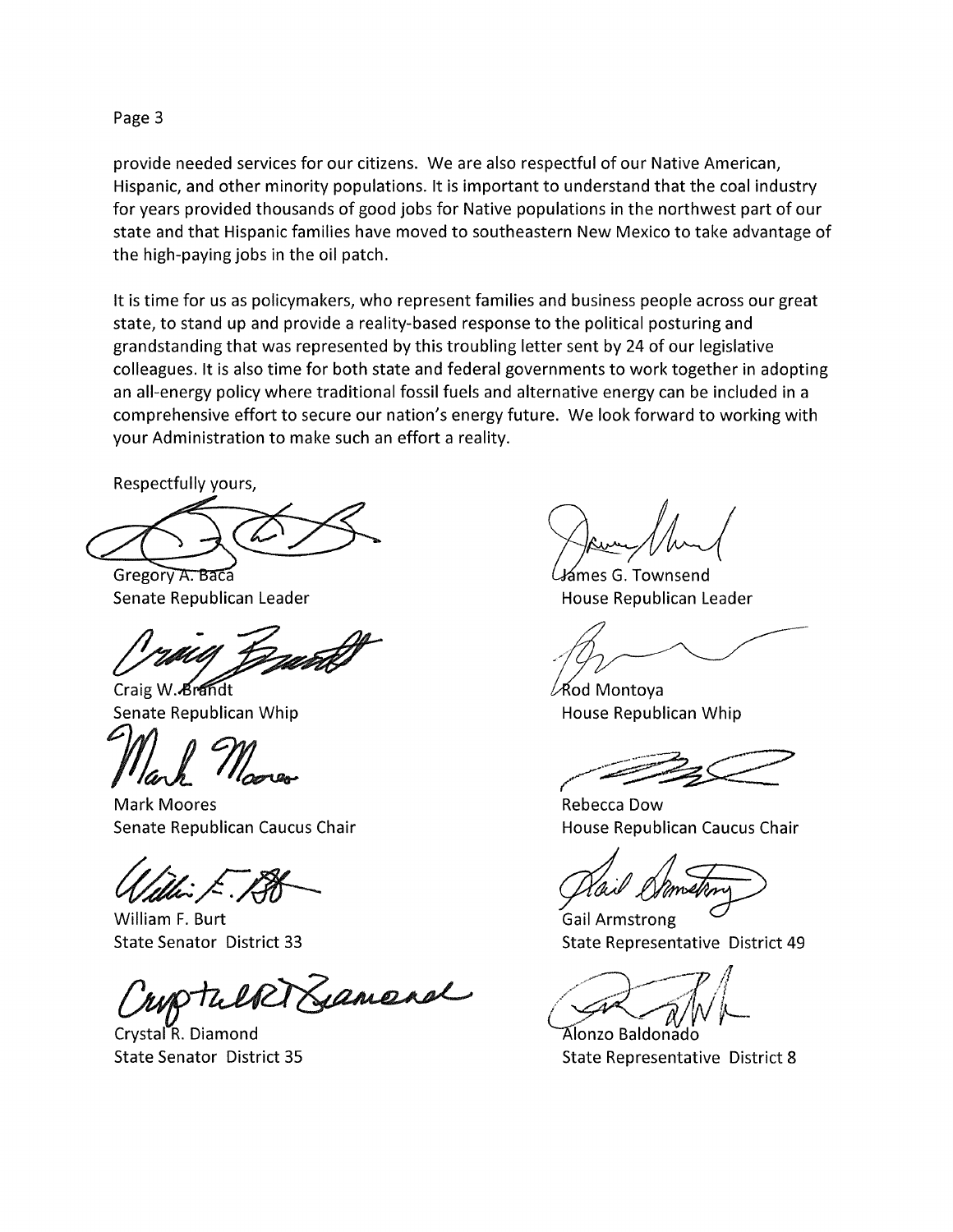provide needed services for our citizens. We are also respectful of our Native American, Hispanic, and other minority populations. It is important to understand that the coal industry for years provided thousands of good jobs for Native populations in the northwest part of our state and that Hispanic families have moved to southeastern New Mexico to take advantage of the high-paying jobs in the oil patch.

It is time for us as policymakers, who represent families and business people across our great state, to stand up and provide a reality-based response to the political posturing and grandstanding that was represented by this troubling letter sent by 24 of our legislative colleagues. It is also time for both state and federal governments to work together in adopting an all-energy policy where traditional fossil fuels and alternative energy can be included in a comprehensive effort to secure our nation's energy future. We look forward to working with your Administration to make such an effort a reality.

Respectfully yours,

Gregory A. Baca
Senate Republican Leader

James G. Townsend
House Republican Leader

Craig W. Brandt
Senate Republican Whip

Rod Montoya
House Republican Whip

Mark Moores
Senate Republican Caucus Chair

Rebecca Dow
House Republican Caucus Chair

William F. Burt
State Senator District 33

Gail Armstrong
State Representative District 49

Crystal R. Diamond
State Senator District 35

Alonzo Baldonado
State Representative District 8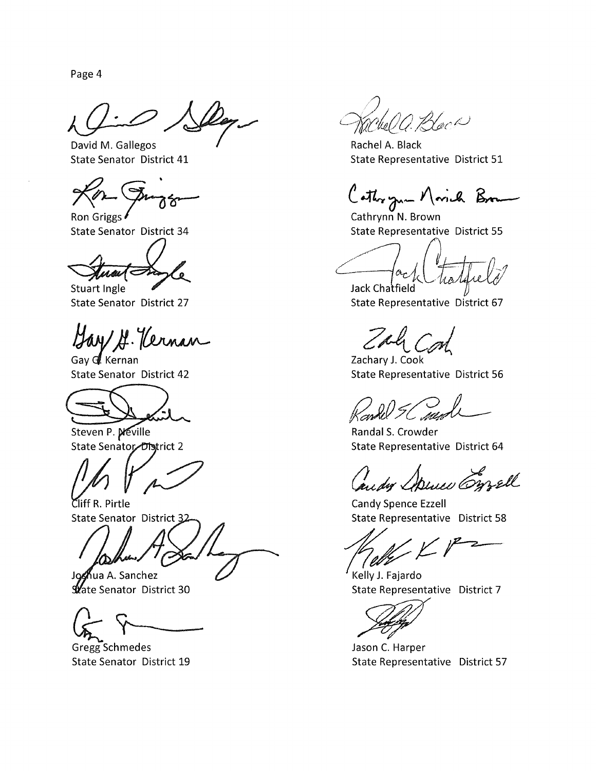David M. Gallegos
State Senator District 41

Ron Griggs
State Senator District 34

Stuart Ingle
State Senator District 27

Gay G. Kernan
State Senator District 42

Steven P. Neville
State Senator District 2

Cliff R. Pirtle
State Senator District 32

Joshua A. Sanchez
State Senator District 30

Gregg Schmedes
State Senator District 19

Rachel A. Black
State Representative District 51

Cathrynn N. Brown
State Representative District 55

Jack Chatfield
State Representative District 67

Zachary J. Cook
State Representative District 56

Randal S. Crowder
State Representative District 64

Candy Spence Ezzell
State Representative District 58

Kelly J. Fajardo
State Representative District 7

Jason C. Harper
State Representative District 57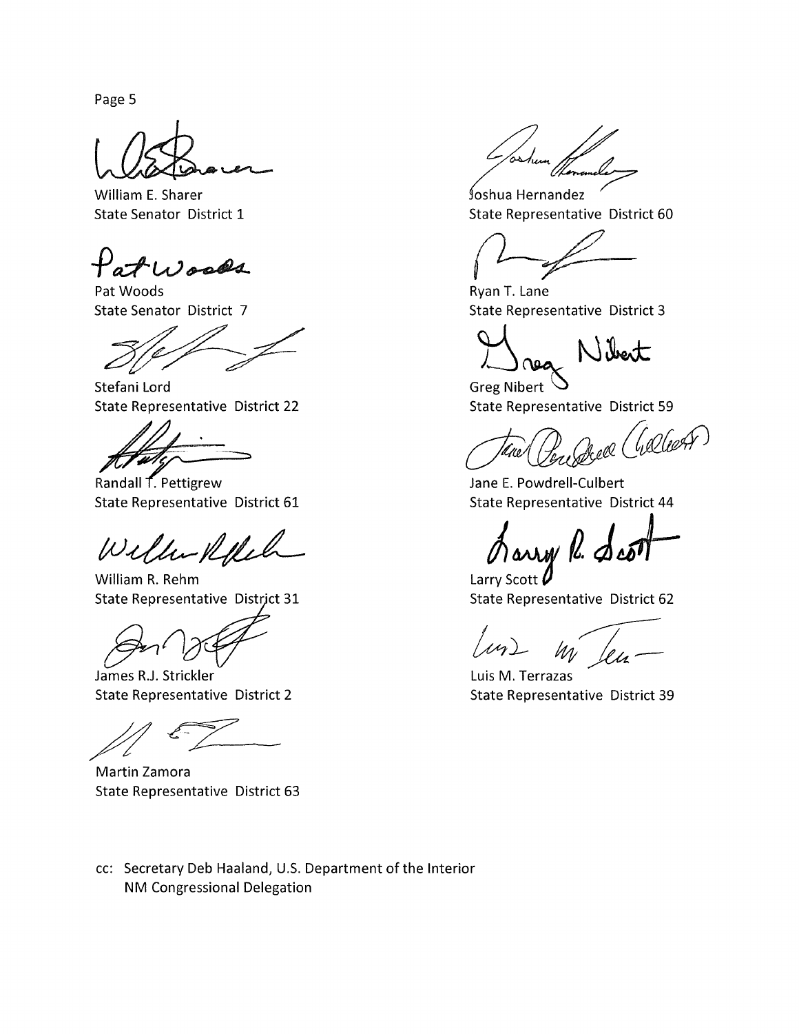Page 5

William E. Sharer
State Senator District 1

Pat Woods
State Senator District 7

Stefani Lord
State Representative District 22

Randall T. Pettigrew
State Representative District 61

William R. Rehm
State Representative District 31

James R.J. Strickler
State Representative District 2

Martin Zamora
State Representative District 63

Joshua Hernandez
State Representative District 60

Ryan T. Lane
State Representative District 3

Greg Nibert
State Representative District 59

Jane E. Powdrell-Culbert
State Representative District 44

Larry Scott
State Representative District 62

Luis M. Terrazas
State Representative District 39

cc: Secretary Deb Haaland, U.S. Department of the Interior
NM Congressional Delegation